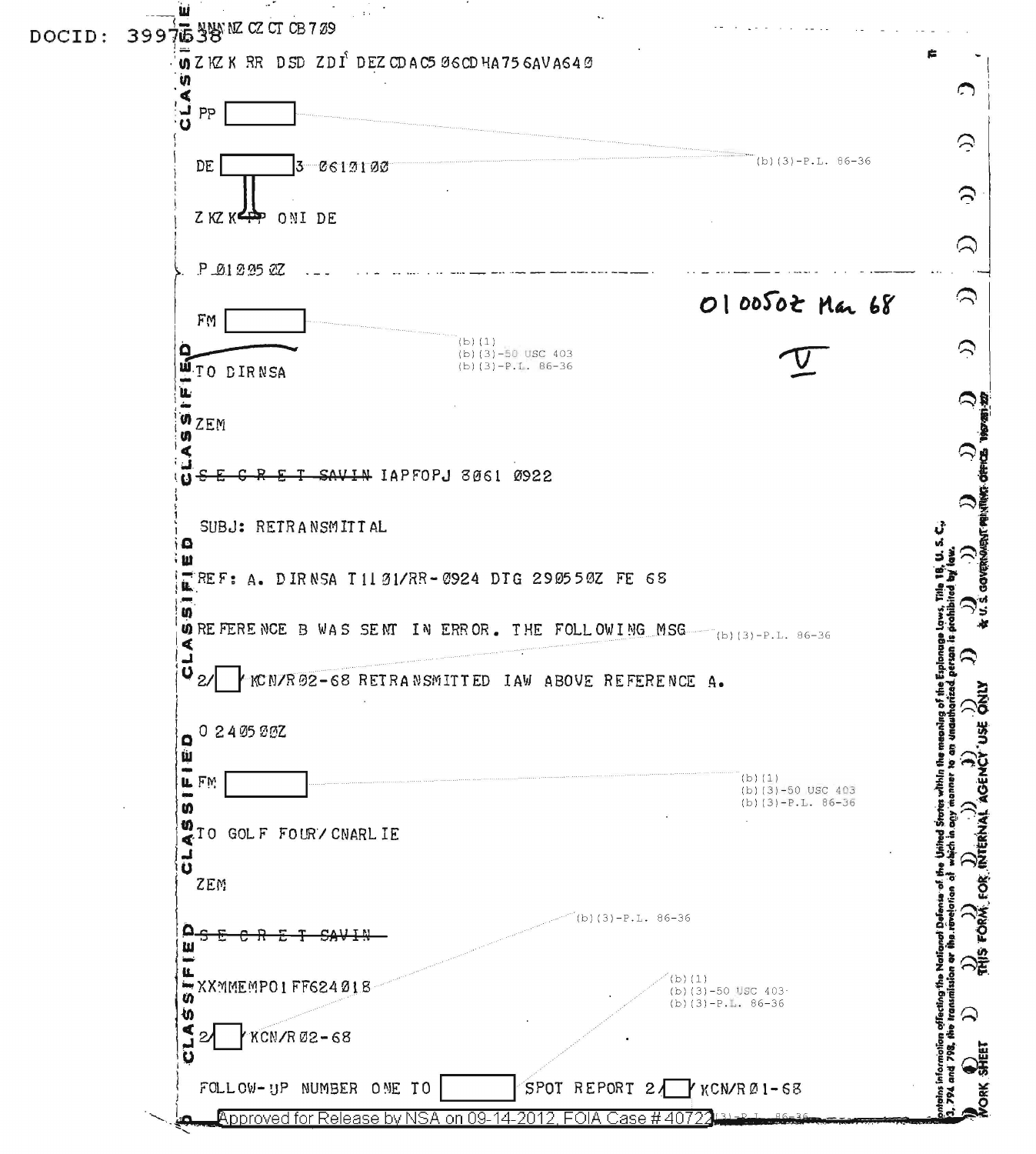DOCID: 3997638

NNNNZ CZ CT CB709

ZKZK RR DSD ZDI DEZ CDAC5 06CD HA756AVA640

PP [ ]

DE [ ]3 0610100

ZKZK PP ONI DE

P 010050Z

010050Z Mar 68

FM [ ]

TO DIRNSA

ZEM

~~S E C R E T SAVIN~~ IAPFOPJ 3061 0922

SUBJ: RETRANSMITTAL

REF: A. DIRNSA T1101/RR-0924 DTG 290550Z FE 68

REFERENCE B WAS SENT IN ERROR. THE FOLLOWING MSG

2/[ ]/KCN/R02-68 RETRANSMITTED IAW ABOVE REFERENCE A.

O 240500Z

FM [ ]

TO GOLF FOUR/CNARLIE

ZEM

~~S E C R E T SAVIN~~

XXMMEMPO1FF624018

2/[ ]/KCN/R02-68

FOLLOW-UP NUMBER ONE TO [ ] SPOT REPORT 2/[ ]/KCN/R01-68

Approved for Release by NSA on 09-14-2012, FOIA Case # 40722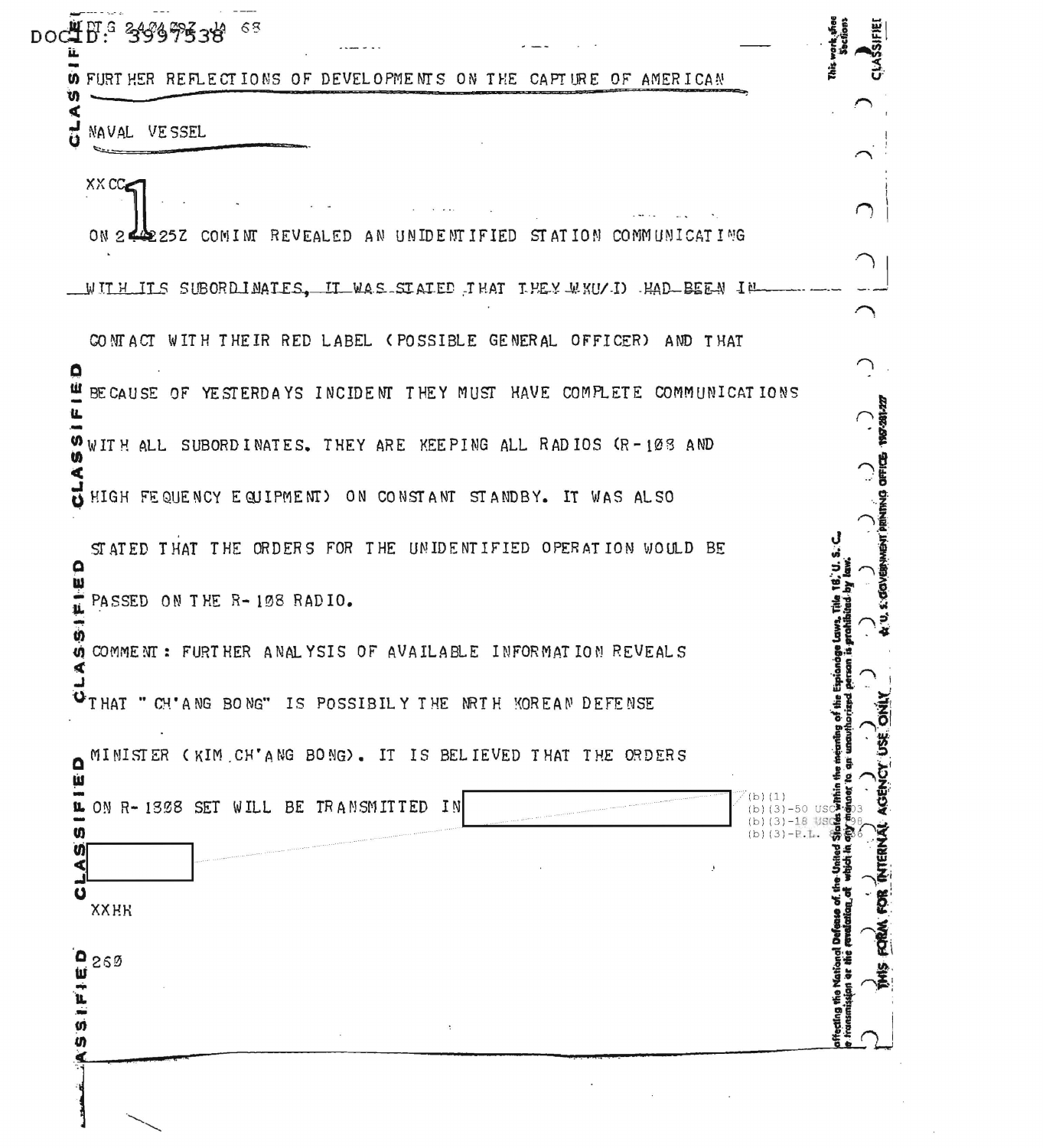DOCID: 3997538

DTG 240428Z JA 68

FURTHER REFLECTIONS OF DEVELOPMENTS ON THE CAPTURE OF AMERICAN NAVAL VESSEL

XX CC

ON 240225Z COMINT REVEALED AN UNIDENTIFIED STATION COMMUNICATING WITH ITS SUBORDINATES. IT WAS STATED THAT THEY WKU/D HAD BEEN IN CONTACT WITH THEIR RED LABEL (POSSIBLE GENERAL OFFICER) AND THAT BECAUSE OF YESTERDAYS INCIDENT THEY MUST HAVE COMPLETE COMMUNICATIONS WITH ALL SUBORDINATES. THEY ARE KEEPING ALL RADIOS (R-108 AND HIGH FEQUENCY EQUIPMENT) ON CONSTANT STANDBY. IT WAS ALSO STATED THAT THE ORDERS FOR THE UNIDENTIFIED OPERATION WOULD BE PASSED ON THE R-108 RADIO.

COMMENT: FURTHER ANALYSIS OF AVAILABLE INFORMATION REVEALS THAT " CH'ANG BONG" IS POSSIBILY THE NRTH KOREAN DEFENSE MINISTER (KIM CH'ANG BONG). IT IS BELIEVED THAT THE ORDERS ON R-1308 SET WILL BE TRANSMITTED IN [REDACTED]

[REDACTED]

(b)(1)
(b)(3)-50 USC 403
(b)(3)-18 USC 798
(b)(3)-P.L. 86-36

XXHH

260